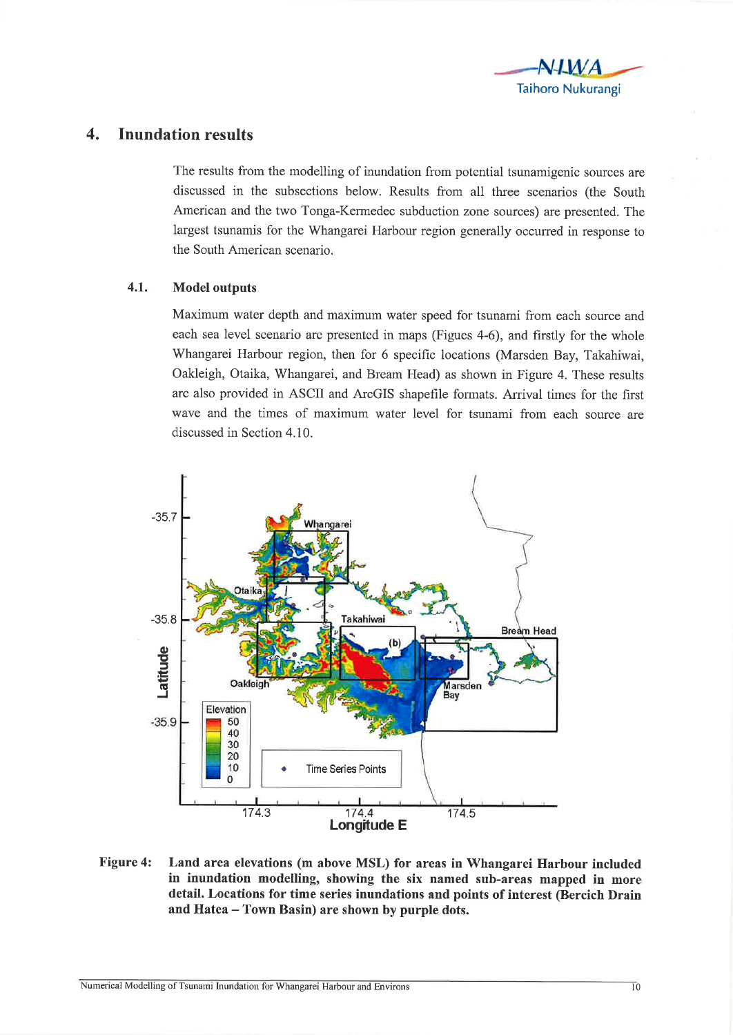## 4. Inundation results

The results from the modelling of inundation from potential tsunamigenic sources are discussed in the subsections below. Results from all three scenarios (the South American and the two Tonga-Kermedec subduction zone sources) are presented. The largest tsunamis for the Whangarei Harbour region generally occurred in response to the South American scenario.

### 4.1. Model outputs

Maximum water depth and maximum water speed for tsunami from each source and each sea level scenario are presented in maps (Figues 4-6), and firstly for the whole Whangarei Harbour region, then for 6 specific locations (Marsden Bay, Takahiwai, Oakleigh, Otaika, Whangarei, and Bream Head) as shown in Figure 4. These results are also provided in ASCII and ArcGIS shapefile formats. Arrival times for the first wave and the times of maximum water level for tsunami from each source are discussed in Section 4.10.

**Figure 4: Land area elevations (m above MSL) for areas in Whangarei Harbour included in inundation modelling, showing the six named sub-areas mapped in more detail. Locations for time series inundations and points of interest (Bercich Drain and Hatea – Town Basin) are shown by purple dots.**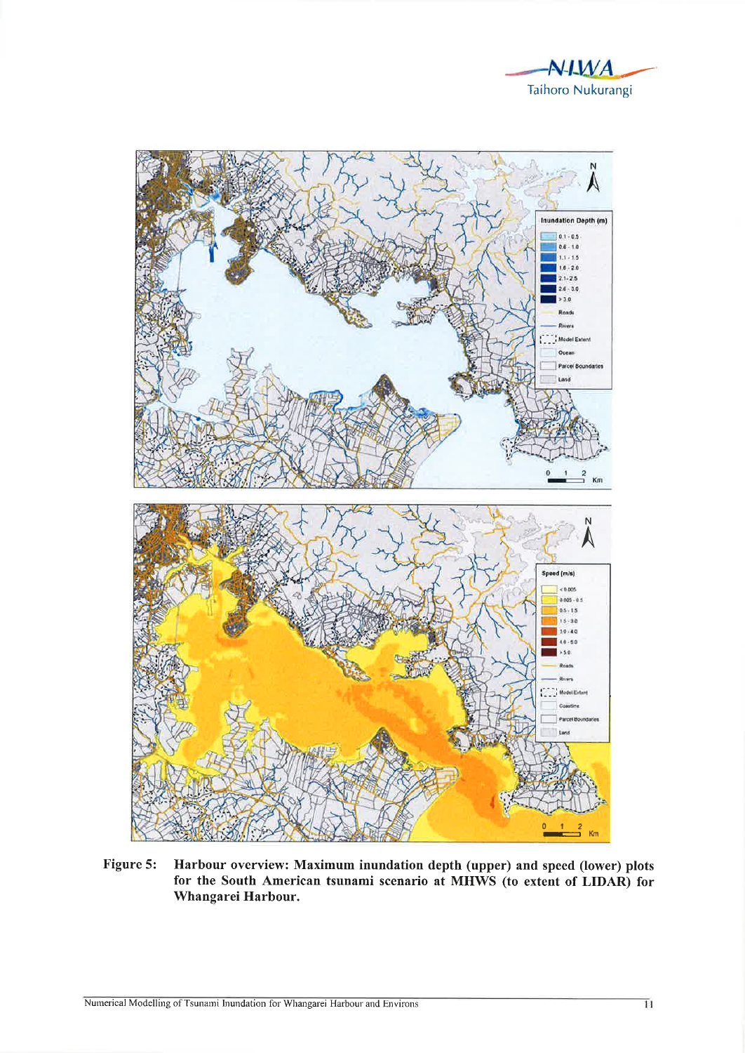**Figure 5:** Harbour overview: Maximum inundation depth (upper) and speed (lower) plots for the South American tsunami scenario at MHWS (to extent of LIDAR) for Whangarei Harbour.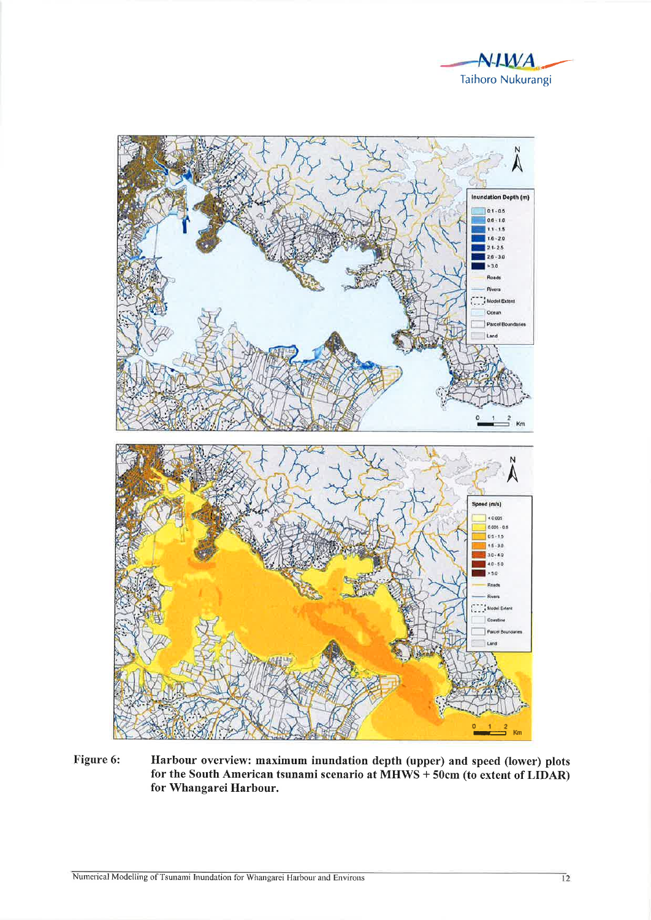Figure 6: **Harbour overview: maximum inundation depth (upper) and speed (lower) plots for the South American tsunami scenario at MHWS + 50cm (to extent of LIDAR) for Whangarei Harbour.**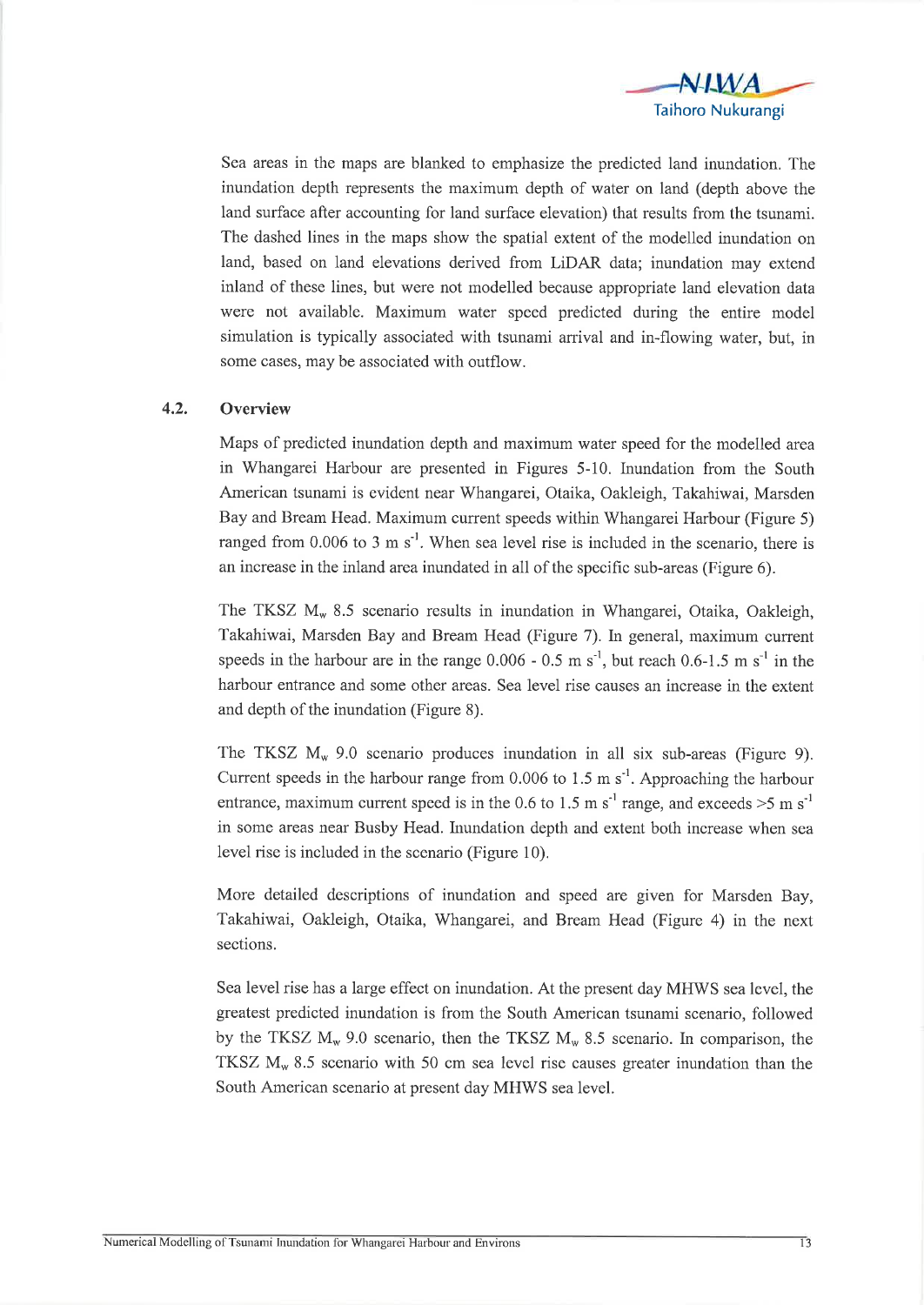Sea areas in the maps are blanked to emphasize the predicted land inundation. The inundation depth represents the maximum depth of water on land (depth above the land surface after accounting for land surface elevation) that results from the tsunami. The dashed lines in the maps show the spatial extent of the modelled inundation on land, based on land elevations derived from LiDAR data; inundation may extend inland of these lines, but were not modelled because appropriate land elevation data were not available. Maximum water speed predicted during the entire model simulation is typically associated with tsunami arrival and in-flowing water, but, in some cases, may be associated with outflow.

## 4.2. Overview

Maps of predicted inundation depth and maximum water speed for the modelled area in Whangarei Harbour are presented in Figures 5-10. Inundation from the South American tsunami is evident near Whangarei, Otaika, Oakleigh, Takahiwai, Marsden Bay and Bream Head. Maximum current speeds within Whangarei Harbour (Figure 5) ranged from 0.006 to 3 m $s^{-1}$. When sea level rise is included in the scenario, there is an increase in the inland area inundated in all of the specific sub-areas (Figure 6).

The TKSZ $M_w$ 8.5 scenario results in inundation in Whangarei, Otaika, Oakleigh, Takahiwai, Marsden Bay and Bream Head (Figure 7). In general, maximum current speeds in the harbour are in the range 0.006 - 0.5 m $s^{-1}$, but reach 0.6-1.5 m $s^{-1}$ in the harbour entrance and some other areas. Sea level rise causes an increase in the extent and depth of the inundation (Figure 8).

The TKSZ $M_w$ 9.0 scenario produces inundation in all six sub-areas (Figure 9). Current speeds in the harbour range from 0.006 to 1.5 m $s^{-1}$. Approaching the harbour entrance, maximum current speed is in the 0.6 to 1.5 m $s^{-1}$ range, and exceeds >5 m $s^{-1}$ in some areas near Busby Head. Inundation depth and extent both increase when sea level rise is included in the scenario (Figure 10).

More detailed descriptions of inundation and speed are given for Marsden Bay, Takahiwai, Oakleigh, Otaika, Whangarei, and Bream Head (Figure 4) in the next sections.

Sea level rise has a large effect on inundation. At the present day MHWS sea level, the greatest predicted inundation is from the South American tsunami scenario, followed by the TKSZ $M_w$ 9.0 scenario, then the TKSZ $M_w$ 8.5 scenario. In comparison, the TKSZ $M_w$ 8.5 scenario with 50 cm sea level rise causes greater inundation than the South American scenario at present day MHWS sea level.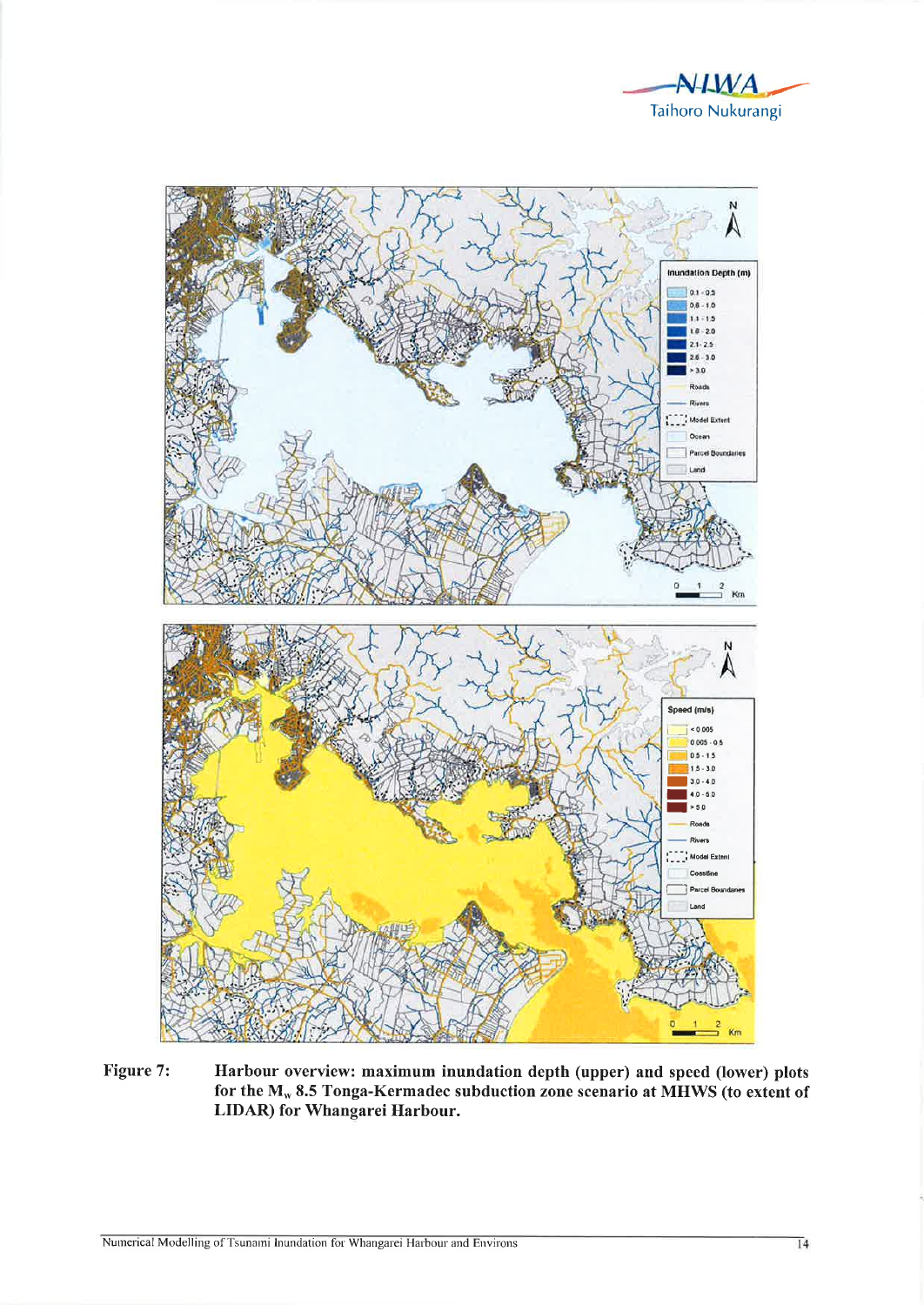Figure 7: Harbour overview: maximum inundation depth (upper) and speed (lower) plots for the $M_w$ 8.5 Tonga-Kermadec subduction zone scenario at MHWS (to extent of LIDAR) for Whangarei Harbour.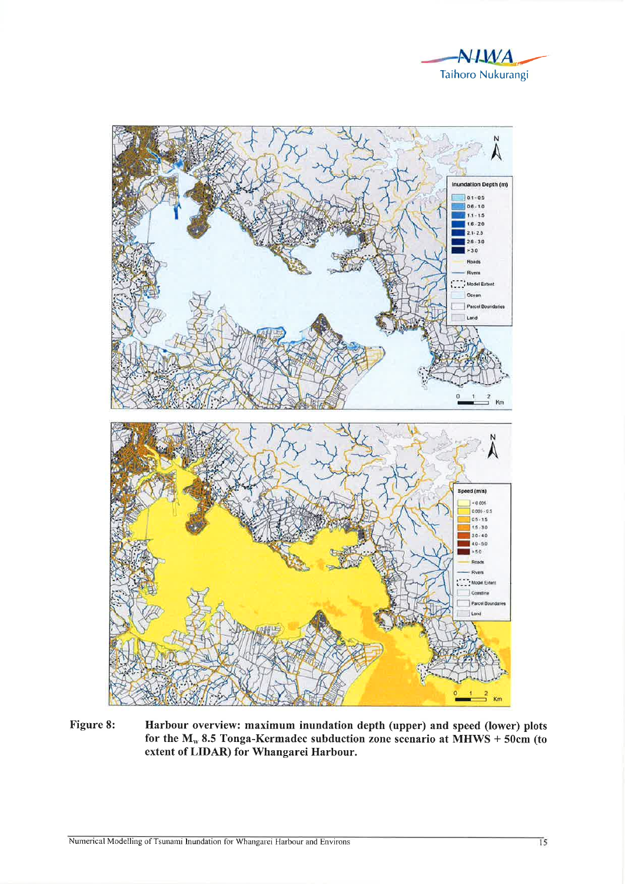Figure 8: Harbour overview: maximum inundation depth (upper) and speed (lower) plots for the $M_w$ 8.5 Tonga-Kermadec subduction zone scenario at MHWS + 50cm (to extent of LIDAR) for Whangarei Harbour.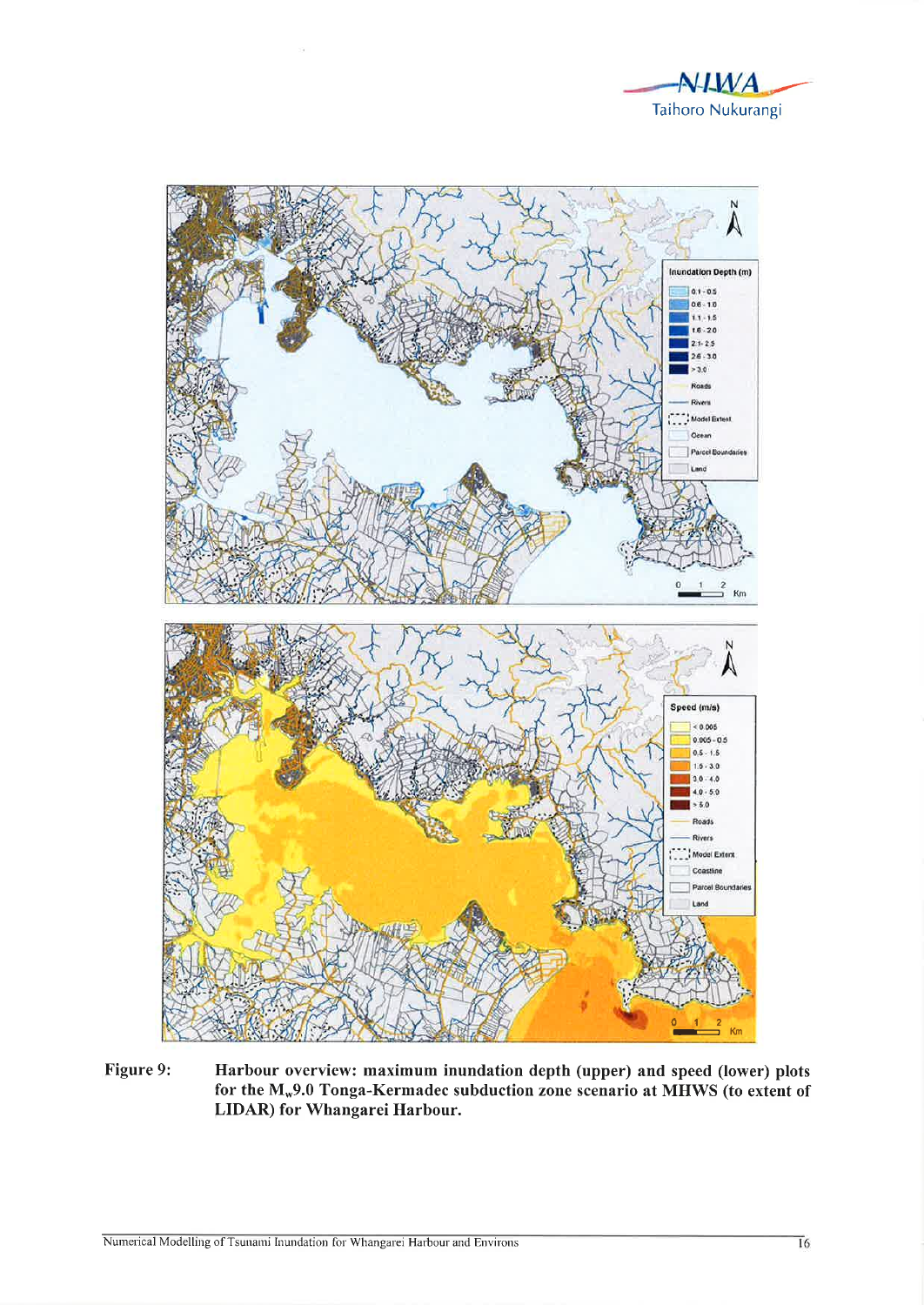Figure 9: Harbour overview: maximum inundation depth (upper) and speed (lower) plots for the $M_w$9.0 Tonga-Kermadec subduction zone scenario at MHWS (to extent of LIDAR) for Whangarei Harbour.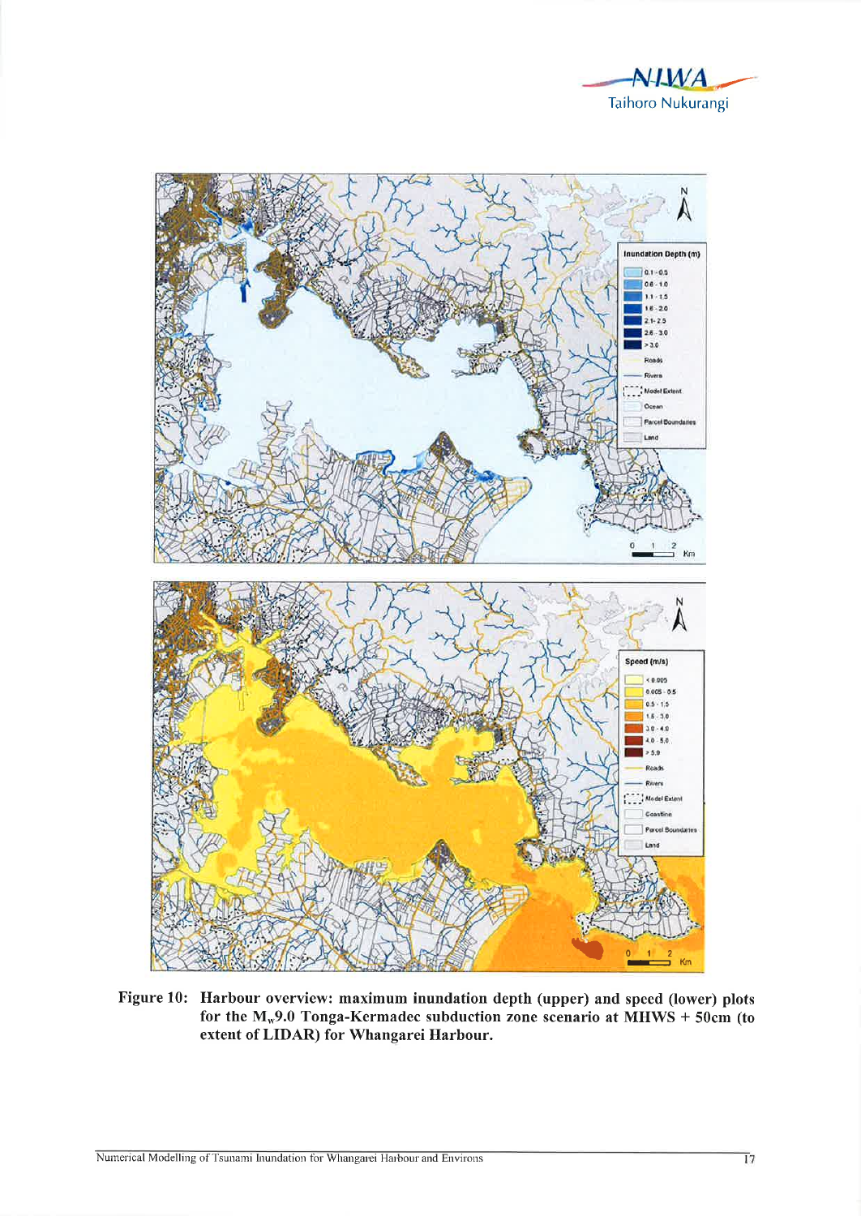Inundation Depth (m)

0.1 - 0.5

0.6 - 1.0

1.1 - 1.5

1.6 - 2.0

2.1 - 2.5

2.6 - 3.0

> 3.0

Roads

Rivers

Model Extent

Ocean

Parcel Boundaries

Land

0 1 2 Km

Speed (m/s)

< 0.005

0.005 - 0.5

0.5 - 1.5

1.5 - 3.0

3.0 - 4.0

4.0 - 5.0

> 5.0

Roads

Rivers

Model Extent

Coastline

Parcel Boundaries

Land

0 1 2 Km

**Figure 10: Harbour overview: maximum inundation depth (upper) and speed (lower) plots for the $M_w$9.0 Tonga-Kermadec subduction zone scenario at MHWS + 50cm (to extent of LIDAR) for Whangarei Harbour.**